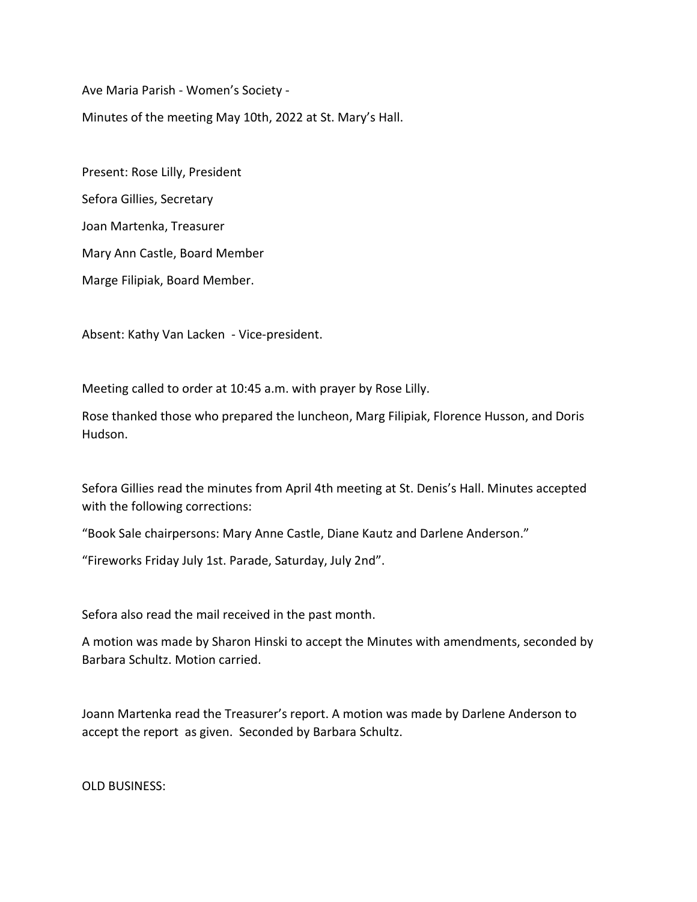Ave Maria Parish - Women's Society -

Minutes of the meeting May 10th, 2022 at St. Mary's Hall.

Present: Rose Lilly, President

Sefora Gillies, Secretary

Joan Martenka, Treasurer

Mary Ann Castle, Board Member

Marge Filipiak, Board Member.

Absent: Kathy Van Lacken - Vice-president.

Meeting called to order at 10:45 a.m. with prayer by Rose Lilly.

Rose thanked those who prepared the luncheon, Marg Filipiak, Florence Husson, and Doris Hudson.

Sefora Gillies read the minutes from April 4th meeting at St. Denis's Hall. Minutes accepted with the following corrections:

"Book Sale chairpersons: Mary Anne Castle, Diane Kautz and Darlene Anderson."

"Fireworks Friday July 1st. Parade, Saturday, July 2nd".

Sefora also read the mail received in the past month.

A motion was made by Sharon Hinski to accept the Minutes with amendments, seconded by Barbara Schultz. Motion carried.

Joann Martenka read the Treasurer's report. A motion was made by Darlene Anderson to accept the report as given. Seconded by Barbara Schultz.

OLD BUSINESS: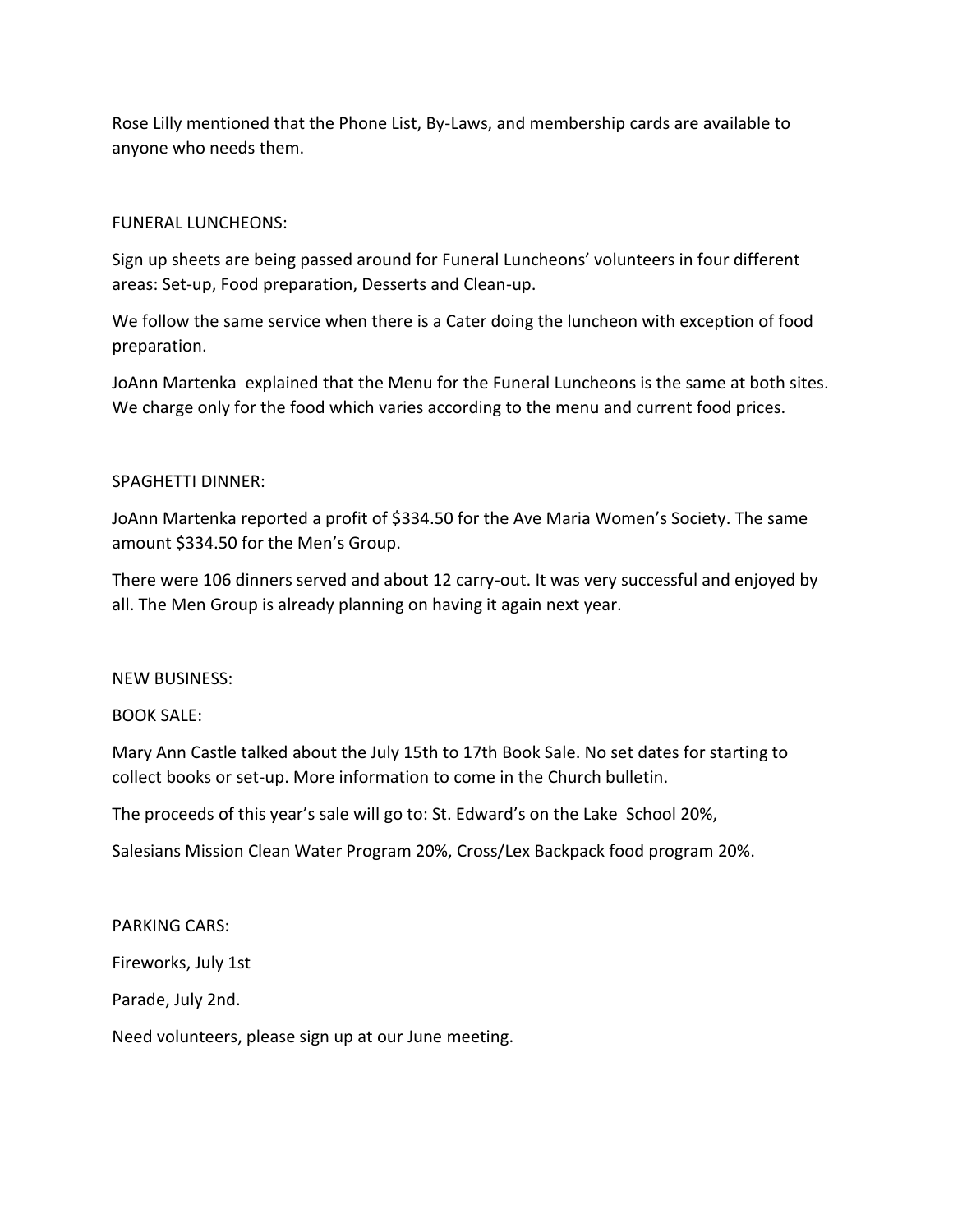Rose Lilly mentioned that the Phone List, By-Laws, and membership cards are available to anyone who needs them.

FUNERAL LUNCHEONS:

Sign up sheets are being passed around for Funeral Luncheons' volunteers in four different areas: Set-up, Food preparation, Desserts and Clean-up.

We follow the same service when there is a Cater doing the luncheon with exception of food preparation.

JoAnn Martenka explained that the Menu for the Funeral Luncheons is the same at both sites. We charge only for the food which varies according to the menu and current food prices.

SPAGHETTI DINNER:

JoAnn Martenka reported a profit of $334.50 for the Ave Maria Women's Society. The same amount $334.50 for the Men's Group.

There were 106 dinners served and about 12 carry-out. It was very successful and enjoyed by all. The Men Group is already planning on having it again next year.

NEW BUSINESS:

BOOK SALE:

Mary Ann Castle talked about the July 15th to 17th Book Sale. No set dates for starting to collect books or set-up. More information to come in the Church bulletin.

The proceeds of this year's sale will go to: St. Edward's on the Lake School 20%,

Salesians Mission Clean Water Program 20%, Cross/Lex Backpack food program 20%.

PARKING CARS:

Fireworks, July 1st

Parade, July 2nd.

Need volunteers, please sign up at our June meeting.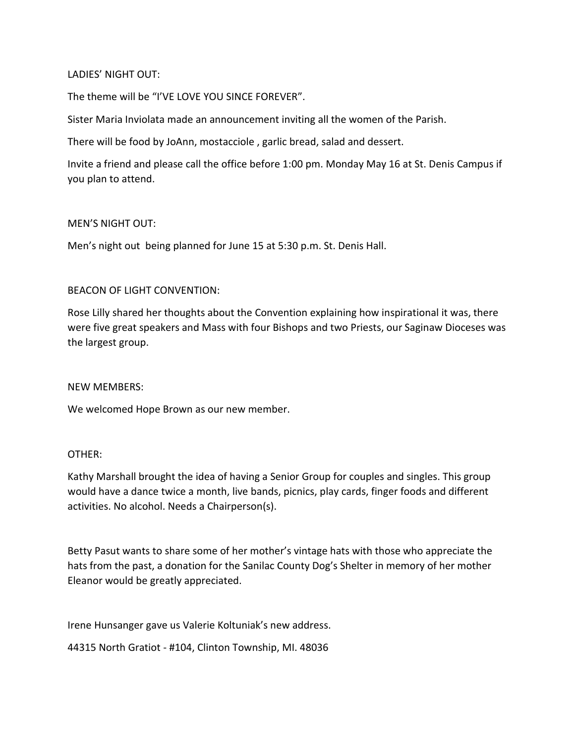LADIES' NIGHT OUT:

The theme will be "I'VE LOVE YOU SINCE FOREVER".

Sister Maria Inviolata made an announcement inviting all the women of the Parish.

There will be food by JoAnn, mostacciole , garlic bread, salad and dessert.

Invite a friend and please call the office before 1:00 pm. Monday May 16 at St. Denis Campus if you plan to attend.

MEN'S NIGHT OUT:

Men's night out being planned for June 15 at 5:30 p.m. St. Denis Hall.

BEACON OF LIGHT CONVENTION:

Rose Lilly shared her thoughts about the Convention explaining how inspirational it was, there were five great speakers and Mass with four Bishops and two Priests, our Saginaw Dioceses was the largest group.

NEW MEMBERS:

We welcomed Hope Brown as our new member.

OTHER:

Kathy Marshall brought the idea of having a Senior Group for couples and singles. This group would have a dance twice a month, live bands, picnics, play cards, finger foods and different activities. No alcohol. Needs a Chairperson(s).

Betty Pasut wants to share some of her mother's vintage hats with those who appreciate the hats from the past, a donation for the Sanilac County Dog's Shelter in memory of her mother Eleanor would be greatly appreciated.

Irene Hunsanger gave us Valerie Koltuniak's new address.

44315 North Gratiot - #104, Clinton Township, MI. 48036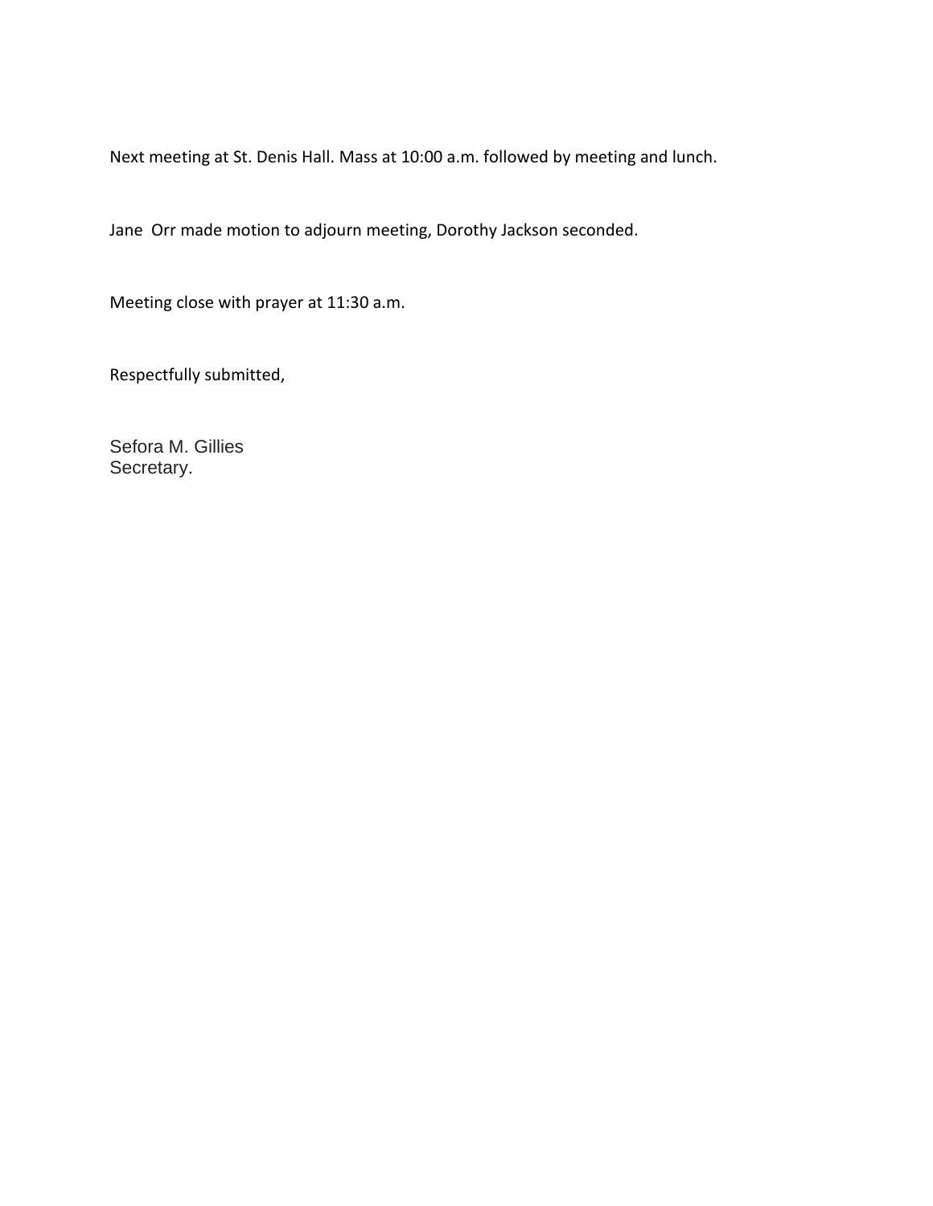Next meeting at St. Denis Hall. Mass at 10:00 a.m. followed by meeting and lunch.

Jane Orr made motion to adjourn meeting, Dorothy Jackson seconded.

Meeting close with prayer at 11:30 a.m.

Respectfully submitted,

Sefora M. Gillies
Secretary.